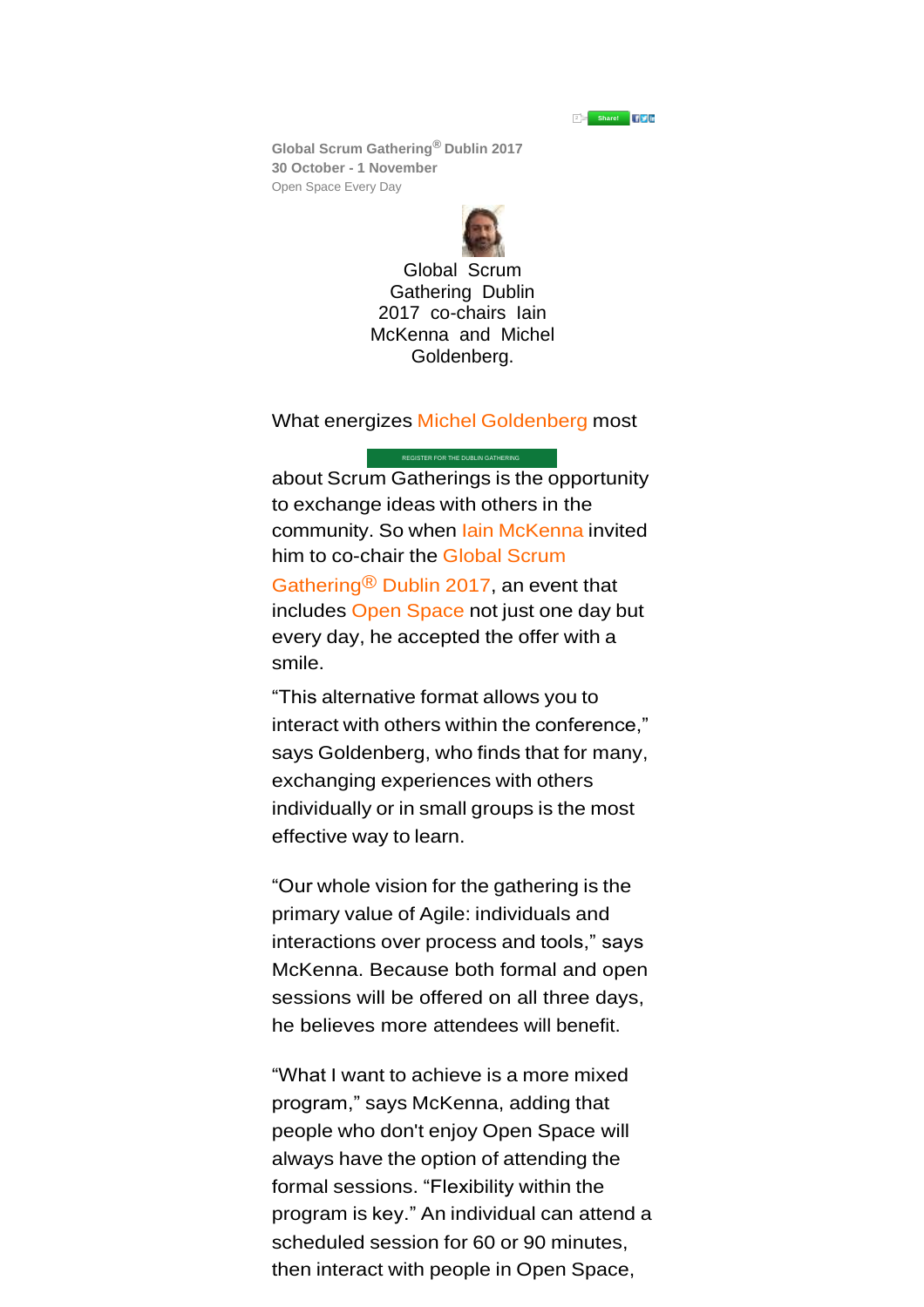Share!

**Global Scrum Gathering® Dublin 2017**
**30 October - 1 November**
Open Space Every Day

Global Scrum Gathering Dublin 2017 co-chairs Iain McKenna and Michel Goldenberg.

What energizes Michel Goldenberg most

REGISTER FOR THE DUBLIN GATHERING

about Scrum Gatherings is the opportunity to exchange ideas with others in the community. So when Iain McKenna invited him to co-chair the Global Scrum Gathering® Dublin 2017, an event that includes Open Space not just one day but every day, he accepted the offer with a smile.

"This alternative format allows you to interact with others within the conference," says Goldenberg, who finds that for many, exchanging experiences with others individually or in small groups is the most effective way to learn.

"Our whole vision for the gathering is the primary value of Agile: individuals and interactions over process and tools," says McKenna. Because both formal and open sessions will be offered on all three days, he believes more attendees will benefit.

"What I want to achieve is a more mixed program," says McKenna, adding that people who don't enjoy Open Space will always have the option of attending the formal sessions. "Flexibility within the program is key." An individual can attend a scheduled session for 60 or 90 minutes, then interact with people in Open Space,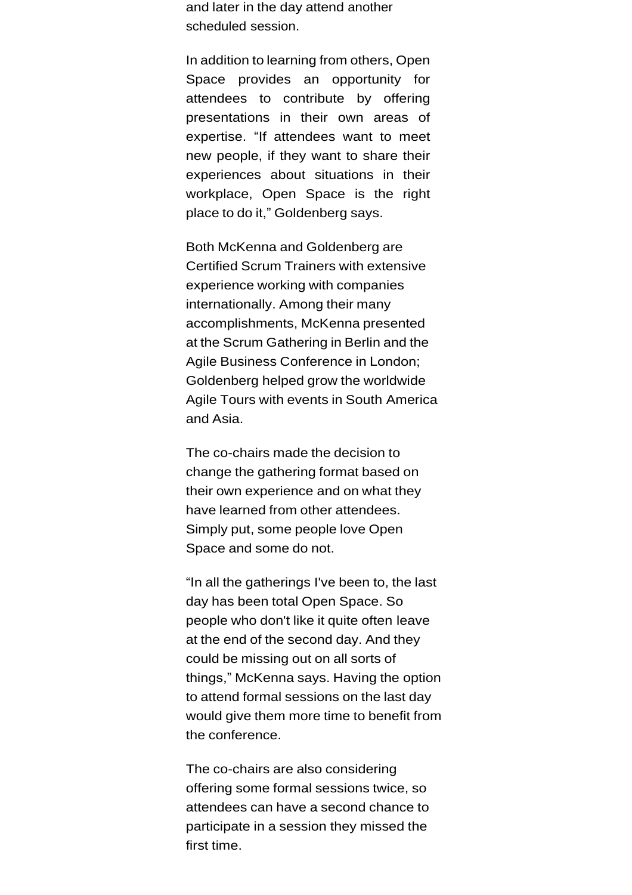and later in the day attend another scheduled session.

In addition to learning from others, Open Space provides an opportunity for attendees to contribute by offering presentations in their own areas of expertise. "If attendees want to meet new people, if they want to share their experiences about situations in their workplace, Open Space is the right place to do it," Goldenberg says.

Both McKenna and Goldenberg are Certified Scrum Trainers with extensive experience working with companies internationally. Among their many accomplishments, McKenna presented at the Scrum Gathering in Berlin and the Agile Business Conference in London; Goldenberg helped grow the worldwide Agile Tours with events in South America and Asia.

The co-chairs made the decision to change the gathering format based on their own experience and on what they have learned from other attendees. Simply put, some people love Open Space and some do not.

"In all the gatherings I've been to, the last day has been total Open Space. So people who don't like it quite often leave at the end of the second day. And they could be missing out on all sorts of things," McKenna says. Having the option to attend formal sessions on the last day would give them more time to benefit from the conference.

The co-chairs are also considering offering some formal sessions twice, so attendees can have a second chance to participate in a session they missed the first time.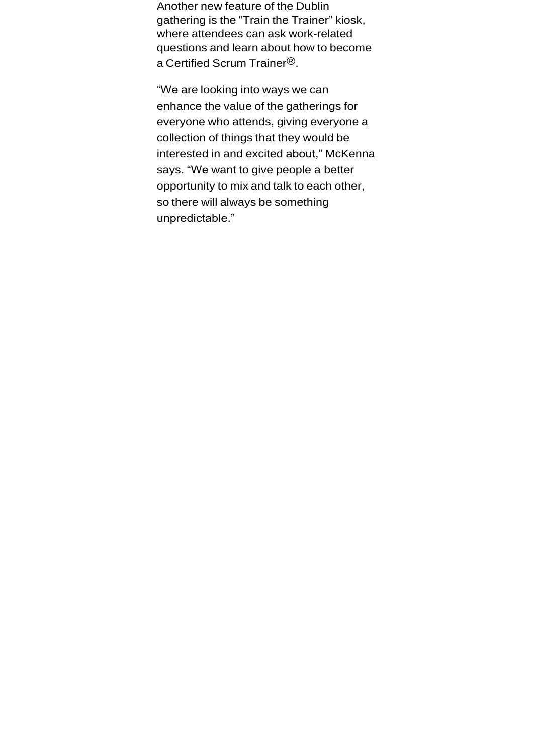Another new feature of the Dublin gathering is the “Train the Trainer” kiosk, where attendees can ask work-related questions and learn about how to become a Certified Scrum Trainer®.

“We are looking into ways we can enhance the value of the gatherings for everyone who attends, giving everyone a collection of things that they would be interested in and excited about,” McKenna says. “We want to give people a better opportunity to mix and talk to each other, so there will always be something unpredictable.”